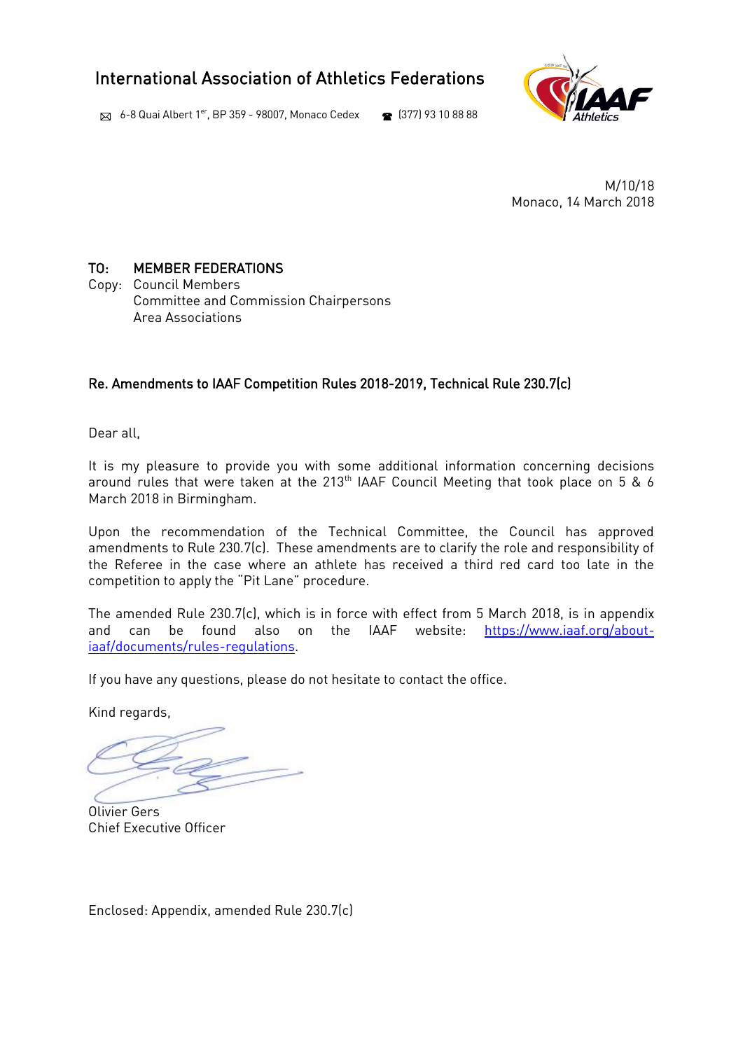# International Association of Athletics Federations

6-8 Quai Albert 1er, BP 359 - 98007, Monaco Cedex   (377) 93 10 88 88

M/10/18
Monaco, 14 March 2018

**TO: MEMBER FEDERATIONS**
Copy: Council Members
Committee and Commission Chairpersons
Area Associations

**Re. Amendments to IAAF Competition Rules 2018-2019, Technical Rule 230.7(c)**

Dear all,

It is my pleasure to provide you with some additional information concerning decisions around rules that were taken at the 213th IAAF Council Meeting that took place on 5 & 6 March 2018 in Birmingham.

Upon the recommendation of the Technical Committee, the Council has approved amendments to Rule 230.7(c). These amendments are to clarify the role and responsibility of the Referee in the case where an athlete has received a third red card too late in the competition to apply the "Pit Lane" procedure.

The amended Rule 230.7(c), which is in force with effect from 5 March 2018, is in appendix and can be found also on the IAAF website: https://www.iaaf.org/about-iaaf/documents/rules-regulations.

If you have any questions, please do not hesitate to contact the office.

Kind regards,

Olivier Gers
Chief Executive Officer

Enclosed: Appendix, amended Rule 230.7(c)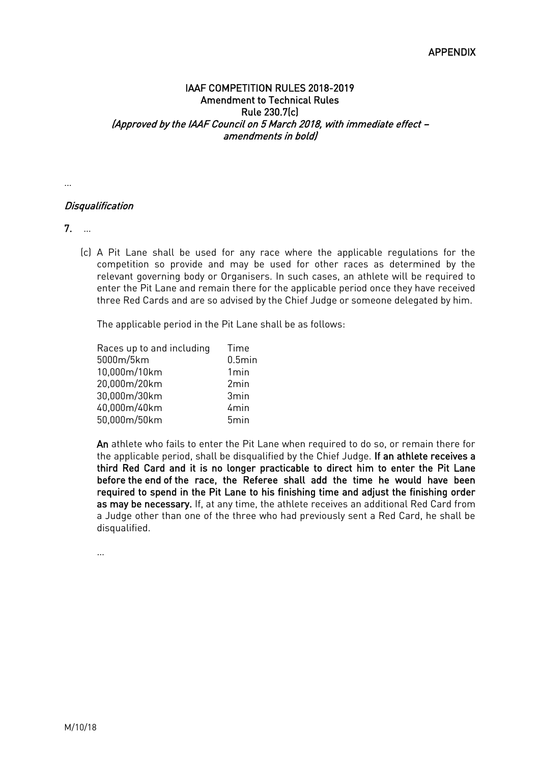**APPENDIX**

**IAAF COMPETITION RULES 2018-2019**
**Amendment to Technical Rules**
**Rule 230.7(c)**
***(Approved by the IAAF Council on 5 March 2018, with immediate effect – amendments in bold)***

…

***Disqualification***

**7.** …

(c) A Pit Lane shall be used for any race where the applicable regulations for the competition so provide and may be used for other races as determined by the relevant governing body or Organisers. In such cases, an athlete will be required to enter the Pit Lane and remain there for the applicable period once they have received three Red Cards and are so advised by the Chief Judge or someone delegated by him.

The applicable period in the Pit Lane shall be as follows:

| Races up to and including | Time |
|---|---|
| 5000m/5km | 0.5min |
| 10,000m/10km | 1min |
| 20,000m/20km | 2min |
| 30,000m/30km | 3min |
| 40,000m/40km | 4min |
| 50,000m/50km | 5min |

**An** athlete who fails to enter the Pit Lane when required to do so, or remain there for the applicable period, shall be disqualified by the Chief Judge. **If an athlete receives a third Red Card and it is no longer practicable to direct him to enter the Pit Lane before the end of the race, the Referee shall add the time he would have been required to spend in the Pit Lane to his finishing time and adjust the finishing order as may be necessary.** If, at any time, the athlete receives an additional Red Card from a Judge other than one of the three who had previously sent a Red Card, he shall be disqualified.

…

M/10/18